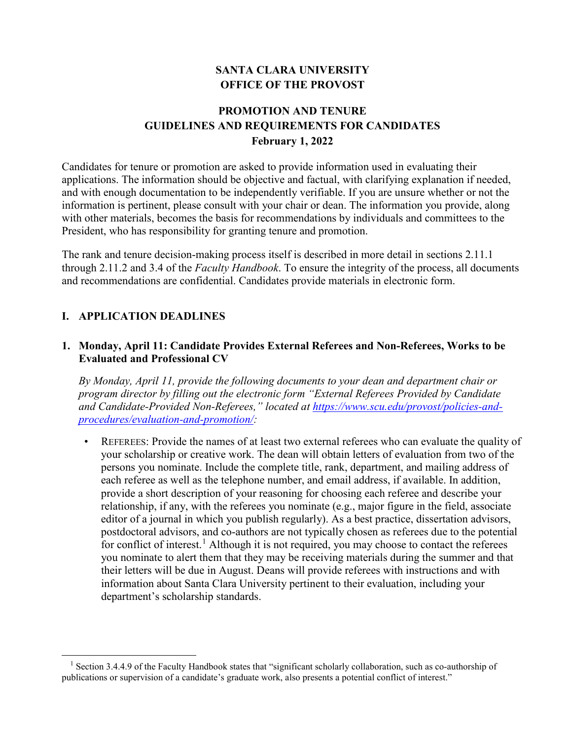# SANTA CLARA UNIVERSITY
# OFFICE OF THE PROVOST

## PROMOTION AND TENURE
## GUIDELINES AND REQUIREMENTS FOR CANDIDATES
## February 1, 2022

Candidates for tenure or promotion are asked to provide information used in evaluating their applications. The information should be objective and factual, with clarifying explanation if needed, and with enough documentation to be independently verifiable. If you are unsure whether or not the information is pertinent, please consult with your chair or dean. The information you provide, along with other materials, becomes the basis for recommendations by individuals and committees to the President, who has responsibility for granting tenure and promotion.

The rank and tenure decision-making process itself is described in more detail in sections 2.11.1 through 2.11.2 and 3.4 of the *Faculty Handbook*. To ensure the integrity of the process, all documents and recommendations are confidential. Candidates provide materials in electronic form.

## I. APPLICATION DEADLINES

### 1. Monday, April 11: Candidate Provides External Referees and Non-Referees, Works to be Evaluated and Professional CV

*By Monday, April 11, provide the following documents to your dean and department chair or program director by filling out the electronic form "External Referees Provided by Candidate and Candidate-Provided Non-Referees," located at [https://www.scu.edu/provost/policies-and-procedures/evaluation-and-promotion/](https://www.scu.edu/provost/policies-and-procedures/evaluation-and-promotion/):*

- REFEREES: Provide the names of at least two external referees who can evaluate the quality of your scholarship or creative work. The dean will obtain letters of evaluation from two of the persons you nominate. Include the complete title, rank, department, and mailing address of each referee as well as the telephone number, and email address, if available. In addition, provide a short description of your reasoning for choosing each referee and describe your relationship, if any, with the referees you nominate (e.g., major figure in the field, associate editor of a journal in which you publish regularly). As a best practice, dissertation advisors, postdoctoral advisors, and co-authors are not typically chosen as referees due to the potential for conflict of interest.[1] Although it is not required, you may choose to contact the referees you nominate to alert them that they may be receiving materials during the summer and that their letters will be due in August. Deans will provide referees with instructions and with information about Santa Clara University pertinent to their evaluation, including your department's scholarship standards.

---

[1] Section 3.4.4.9 of the Faculty Handbook states that "significant scholarly collaboration, such as co-authorship of publications or supervision of a candidate's graduate work, also presents a potential conflict of interest."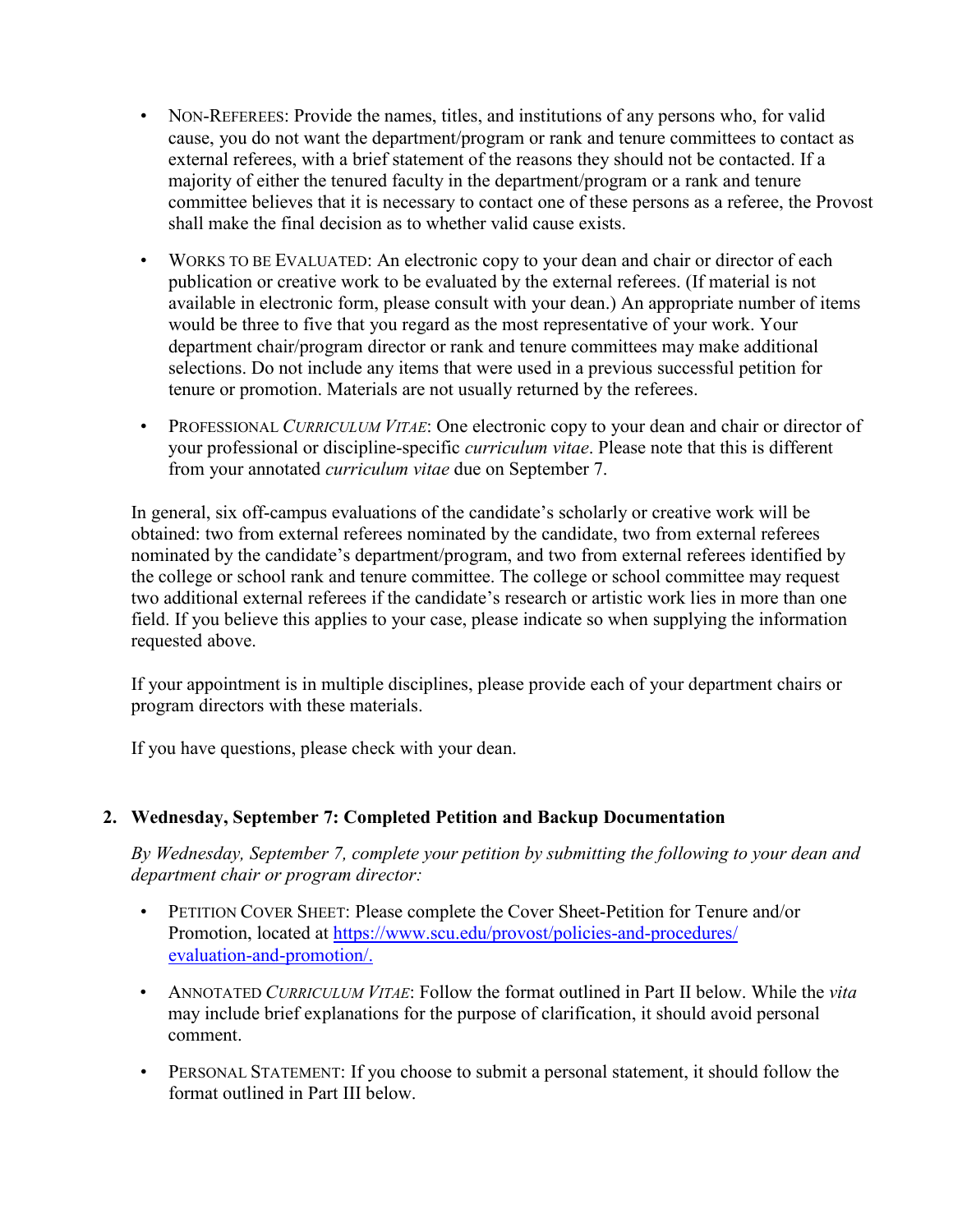- NON-REFEREES: Provide the names, titles, and institutions of any persons who, for valid cause, you do not want the department/program or rank and tenure committees to contact as external referees, with a brief statement of the reasons they should not be contacted. If a majority of either the tenured faculty in the department/program or a rank and tenure committee believes that it is necessary to contact one of these persons as a referee, the Provost shall make the final decision as to whether valid cause exists.

- WORKS TO BE EVALUATED: An electronic copy to your dean and chair or director of each publication or creative work to be evaluated by the external referees. (If material is not available in electronic form, please consult with your dean.) An appropriate number of items would be three to five that you regard as the most representative of your work. Your department chair/program director or rank and tenure committees may make additional selections. Do not include any items that were used in a previous successful petition for tenure or promotion. Materials are not usually returned by the referees.

- PROFESSIONAL *CURRICULUM VITAE*: One electronic copy to your dean and chair or director of your professional or discipline-specific *curriculum vitae*. Please note that this is different from your annotated *curriculum vitae* due on September 7.

In general, six off-campus evaluations of the candidate's scholarly or creative work will be obtained: two from external referees nominated by the candidate, two from external referees nominated by the candidate's department/program, and two from external referees identified by the college or school rank and tenure committee. The college or school committee may request two additional external referees if the candidate's research or artistic work lies in more than one field. If you believe this applies to your case, please indicate so when supplying the information requested above.

If your appointment is in multiple disciplines, please provide each of your department chairs or program directors with these materials.

If you have questions, please check with your dean.

## 2. Wednesday, September 7: Completed Petition and Backup Documentation

*By Wednesday, September 7, complete your petition by submitting the following to your dean and department chair or program director:*

- PETITION COVER SHEET: Please complete the Cover Sheet-Petition for Tenure and/or Promotion, located at [https://www.scu.edu/provost/policies-and-procedures/evaluation-and-promotion/.](https://www.scu.edu/provost/policies-and-procedures/evaluation-and-promotion/)

- ANNOTATED *CURRICULUM VITAE*: Follow the format outlined in Part II below. While the *vita* may include brief explanations for the purpose of clarification, it should avoid personal comment.

- PERSONAL STATEMENT: If you choose to submit a personal statement, it should follow the format outlined in Part III below.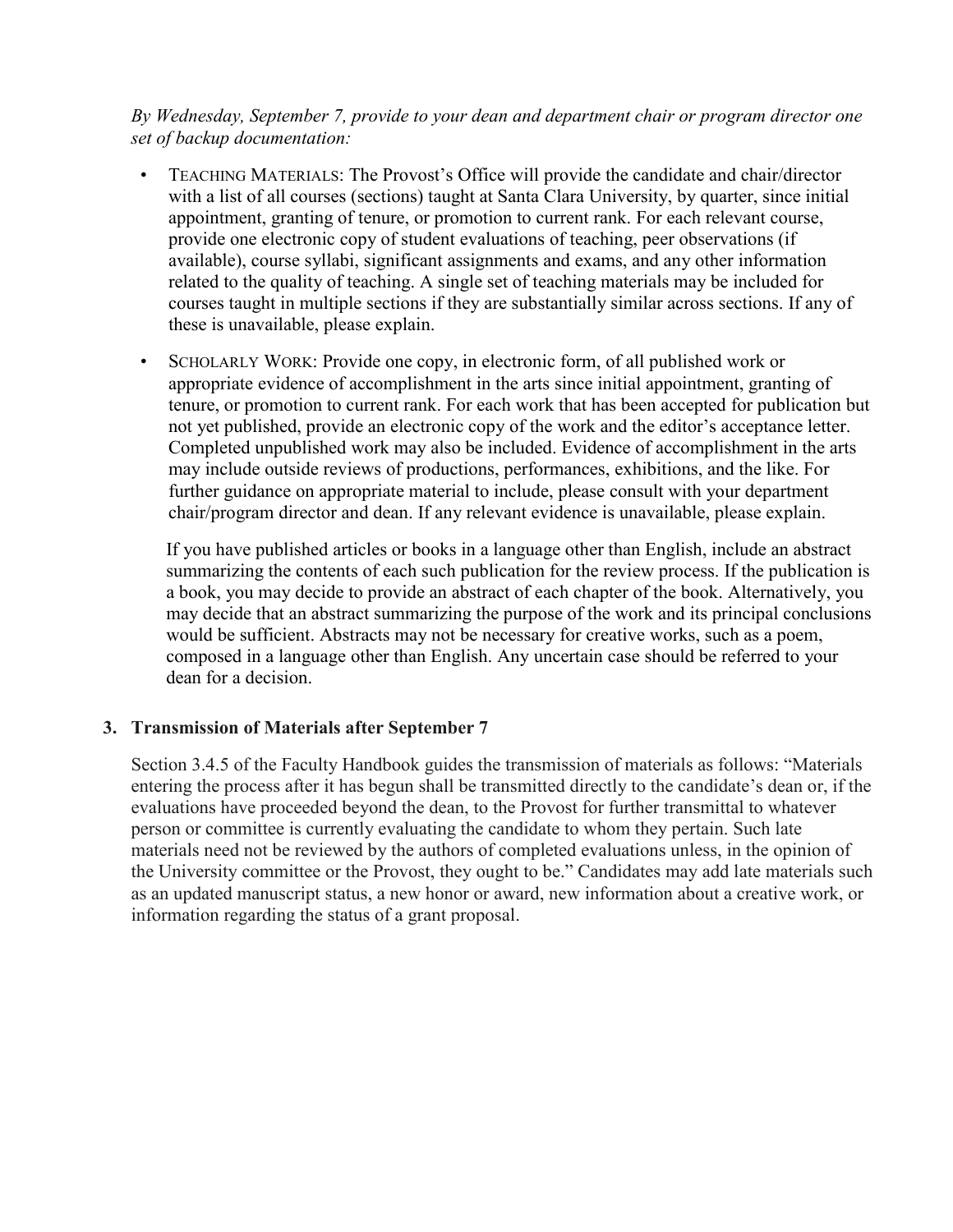*By Wednesday, September 7, provide to your dean and department chair or program director one set of backup documentation:*

- TEACHING MATERIALS: The Provost's Office will provide the candidate and chair/director with a list of all courses (sections) taught at Santa Clara University, by quarter, since initial appointment, granting of tenure, or promotion to current rank. For each relevant course, provide one electronic copy of student evaluations of teaching, peer observations (if available), course syllabi, significant assignments and exams, and any other information related to the quality of teaching. A single set of teaching materials may be included for courses taught in multiple sections if they are substantially similar across sections. If any of these is unavailable, please explain.

- SCHOLARLY WORK: Provide one copy, in electronic form, of all published work or appropriate evidence of accomplishment in the arts since initial appointment, granting of tenure, or promotion to current rank. For each work that has been accepted for publication but not yet published, provide an electronic copy of the work and the editor's acceptance letter. Completed unpublished work may also be included. Evidence of accomplishment in the arts may include outside reviews of productions, performances, exhibitions, and the like. For further guidance on appropriate material to include, please consult with your department chair/program director and dean. If any relevant evidence is unavailable, please explain.

  If you have published articles or books in a language other than English, include an abstract summarizing the contents of each such publication for the review process. If the publication is a book, you may decide to provide an abstract of each chapter of the book. Alternatively, you may decide that an abstract summarizing the purpose of the work and its principal conclusions would be sufficient. Abstracts may not be necessary for creative works, such as a poem, composed in a language other than English. Any uncertain case should be referred to your dean for a decision.

### 3. Transmission of Materials after September 7

Section 3.4.5 of the Faculty Handbook guides the transmission of materials as follows: "Materials entering the process after it has begun shall be transmitted directly to the candidate's dean or, if the evaluations have proceeded beyond the dean, to the Provost for further transmittal to whatever person or committee is currently evaluating the candidate to whom they pertain. Such late materials need not be reviewed by the authors of completed evaluations unless, in the opinion of the University committee or the Provost, they ought to be." Candidates may add late materials such as an updated manuscript status, a new honor or award, new information about a creative work, or information regarding the status of a grant proposal.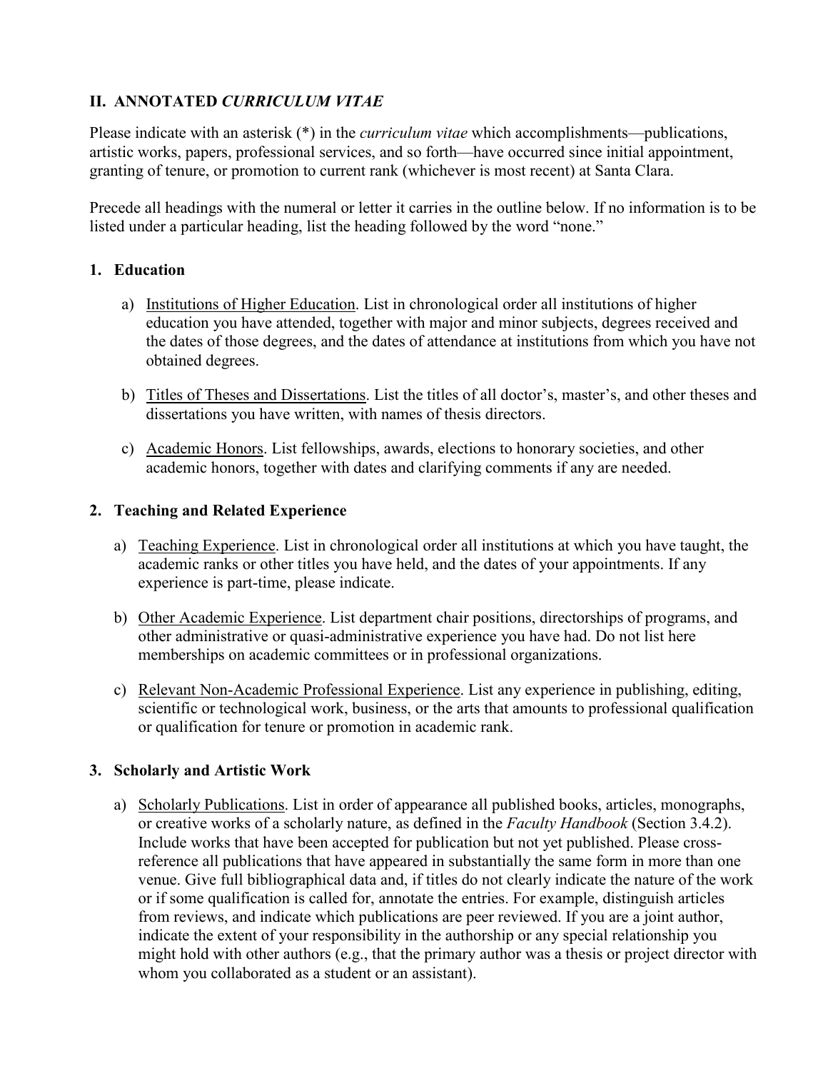## II. ANNOTATED *CURRICULUM VITAE*

Please indicate with an asterisk (*) in the *curriculum vitae* which accomplishments—publications, artistic works, papers, professional services, and so forth—have occurred since initial appointment, granting of tenure, or promotion to current rank (whichever is most recent) at Santa Clara.

Precede all headings with the numeral or letter it carries in the outline below. If no information is to be listed under a particular heading, list the heading followed by the word "none."

### 1. Education

a) <u>Institutions of Higher Education</u>. List in chronological order all institutions of higher education you have attended, together with major and minor subjects, degrees received and the dates of those degrees, and the dates of attendance at institutions from which you have not obtained degrees.

b) <u>Titles of Theses and Dissertations</u>. List the titles of all doctor's, master's, and other theses and dissertations you have written, with names of thesis directors.

c) <u>Academic Honors</u>. List fellowships, awards, elections to honorary societies, and other academic honors, together with dates and clarifying comments if any are needed.

### 2. Teaching and Related Experience

a) <u>Teaching Experience</u>. List in chronological order all institutions at which you have taught, the academic ranks or other titles you have held, and the dates of your appointments. If any experience is part-time, please indicate.

b) <u>Other Academic Experience</u>. List department chair positions, directorships of programs, and other administrative or quasi-administrative experience you have had. Do not list here memberships on academic committees or in professional organizations.

c) <u>Relevant Non-Academic Professional Experience</u>. List any experience in publishing, editing, scientific or technological work, business, or the arts that amounts to professional qualification or qualification for tenure or promotion in academic rank.

### 3. Scholarly and Artistic Work

a) <u>Scholarly Publications</u>. List in order of appearance all published books, articles, monographs, or creative works of a scholarly nature, as defined in the *Faculty Handbook* (Section 3.4.2). Include works that have been accepted for publication but not yet published. Please cross-reference all publications that have appeared in substantially the same form in more than one venue. Give full bibliographical data and, if titles do not clearly indicate the nature of the work or if some qualification is called for, annotate the entries. For example, distinguish articles from reviews, and indicate which publications are peer reviewed. If you are a joint author, indicate the extent of your responsibility in the authorship or any special relationship you might hold with other authors (e.g., that the primary author was a thesis or project director with whom you collaborated as a student or an assistant).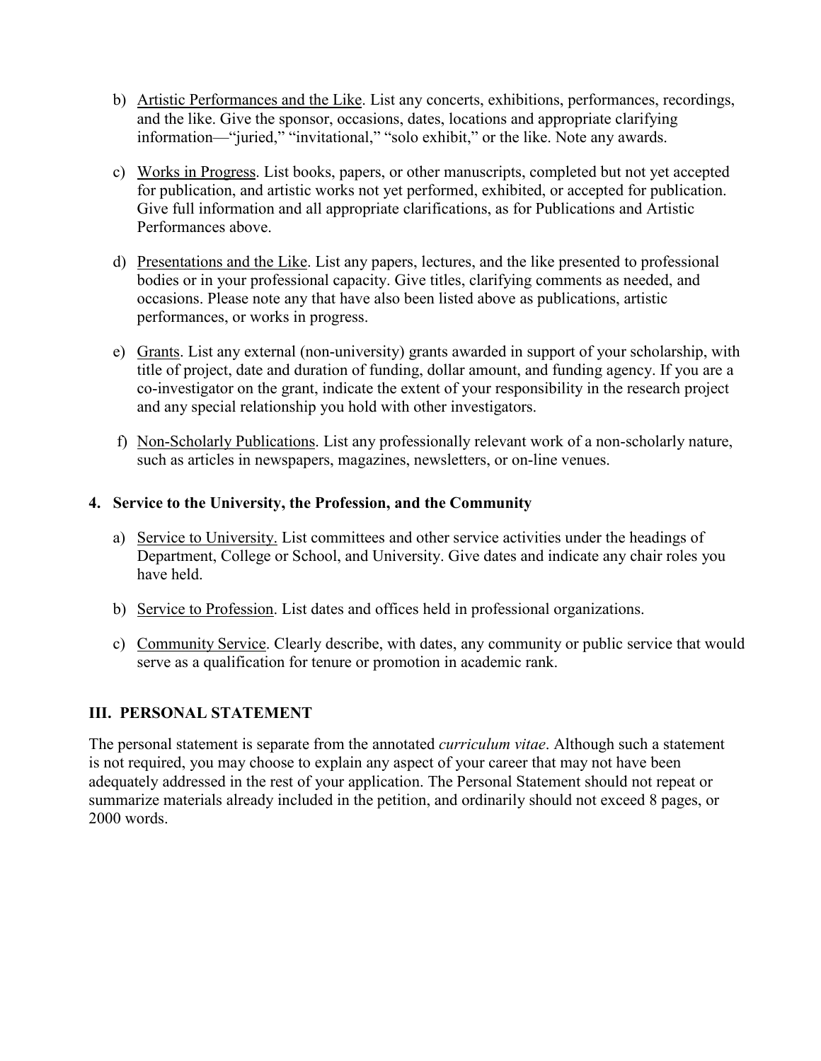b) <u>Artistic Performances and the Like</u>. List any concerts, exhibitions, performances, recordings, and the like. Give the sponsor, occasions, dates, locations and appropriate clarifying information—"juried," "invitational," "solo exhibit," or the like. Note any awards.

c) <u>Works in Progress</u>. List books, papers, or other manuscripts, completed but not yet accepted for publication, and artistic works not yet performed, exhibited, or accepted for publication. Give full information and all appropriate clarifications, as for Publications and Artistic Performances above.

d) <u>Presentations and the Like</u>. List any papers, lectures, and the like presented to professional bodies or in your professional capacity. Give titles, clarifying comments as needed, and occasions. Please note any that have also been listed above as publications, artistic performances, or works in progress.

e) <u>Grants</u>. List any external (non-university) grants awarded in support of your scholarship, with title of project, date and duration of funding, dollar amount, and funding agency. If you are a co-investigator on the grant, indicate the extent of your responsibility in the research project and any special relationship you hold with other investigators.

f) <u>Non-Scholarly Publications</u>. List any professionally relevant work of a non-scholarly nature, such as articles in newspapers, magazines, newsletters, or on-line venues.

### 4. Service to the University, the Profession, and the Community

a) <u>Service to University.</u> List committees and other service activities under the headings of Department, College or School, and University. Give dates and indicate any chair roles you have held.

b) <u>Service to Profession</u>. List dates and offices held in professional organizations.

c) <u>Community Service</u>. Clearly describe, with dates, any community or public service that would serve as a qualification for tenure or promotion in academic rank.

## III. PERSONAL STATEMENT

The personal statement is separate from the annotated *curriculum vitae*. Although such a statement is not required, you may choose to explain any aspect of your career that may not have been adequately addressed in the rest of your application. The Personal Statement should not repeat or summarize materials already included in the petition, and ordinarily should not exceed 8 pages, or 2000 words.